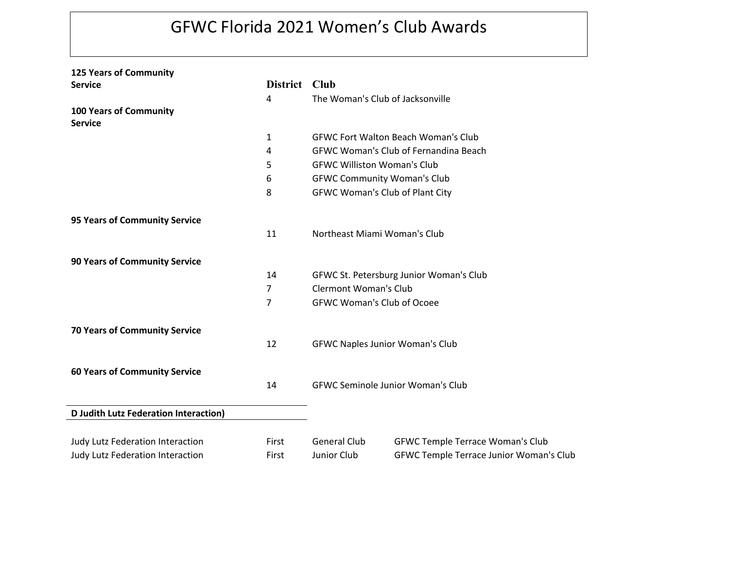# GFWC Florida 2021 Women's Club Awards

| Award | District | Club |
|---|---|---|
| **125 Years of Community Service** | | |
| | 4 | The Woman's Club of Jacksonville |
| **100 Years of Community Service** | | |
| | 1 | GFWC Fort Walton Beach Woman's Club |
| | 4 | GFWC Woman's Club of Fernandina Beach |
| | 5 | GFWC Williston Woman's Club |
| | 6 | GFWC Community Woman's Club |
| | 8 | GFWC Woman's Club of Plant City |
| **95 Years of Community Service** | | |
| | 11 | Northeast Miami Woman's Club |
| **90 Years of Community Service** | | |
| | 14 | GFWC St. Petersburg Junior Woman's Club |
| | 7 | Clermont Woman's Club |
| | 7 | GFWC Woman's Club of Ocoee |
| **70 Years of Community Service** | | |
| | 12 | GFWC Naples Junior Woman's Club |
| **60 Years of Community Service** | | |
| | 14 | GFWC Seminole Junior Woman's Club |

**D Judith Lutz Federation Interaction)**

| Award | Place | Category | Club |
|---|---|---|---|
| Judy Lutz Federation Interaction | First | General Club | GFWC Temple Terrace Woman's Club |
| Judy Lutz Federation Interaction | First | Junior Club | GFWC Temple Terrace Junior Woman's Club |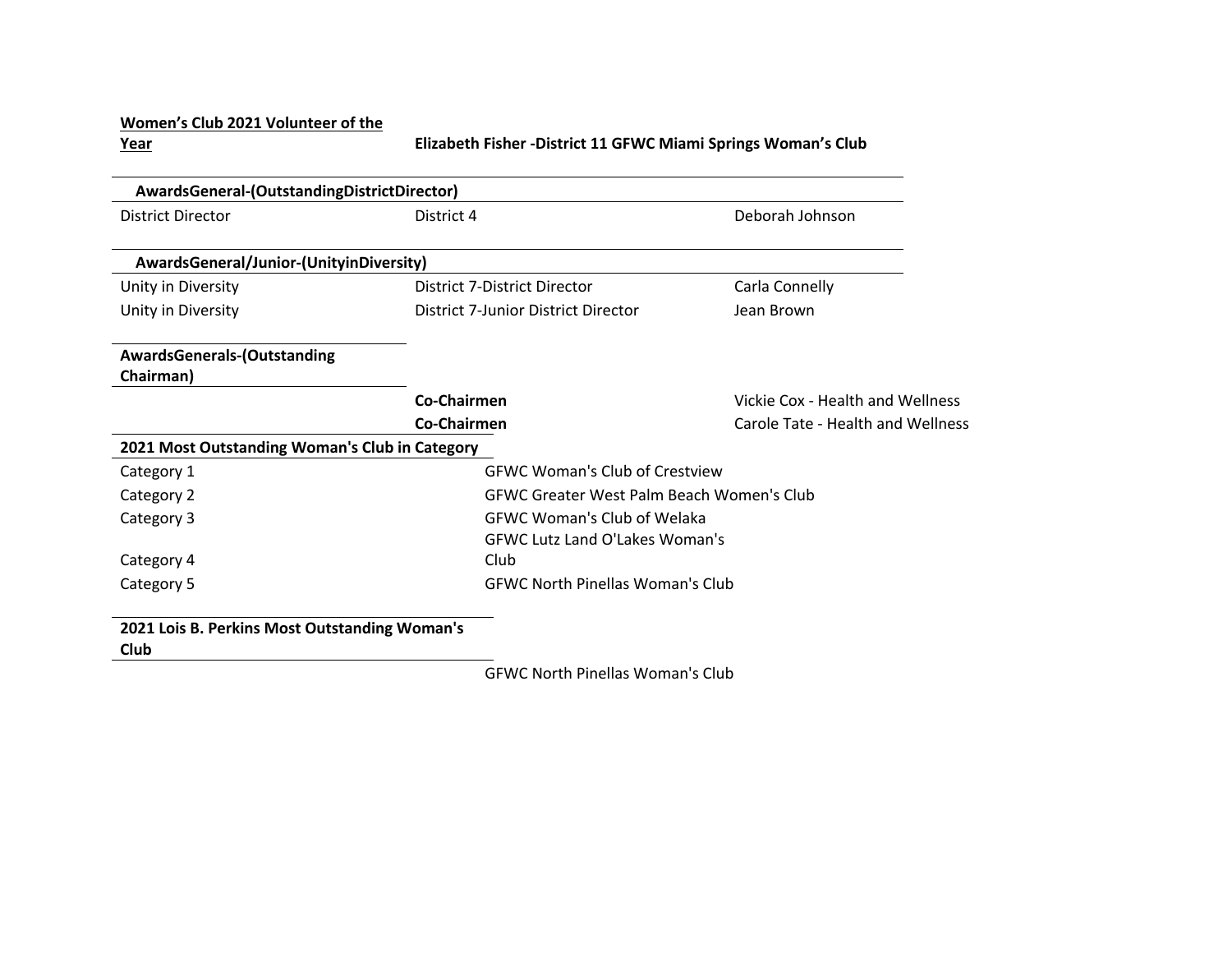**Women's Club 2021 Volunteer of the Year** **Elizabeth Fisher -District 11 GFWC Miami Springs Woman's Club**

**AwardsGeneral-(OutstandingDistrictDirector)**

| | | |
|---|---|---|
| District Director | District 4 | Deborah Johnson |

**AwardsGeneral/Junior-(UnityinDiversity)**

| | | |
|---|---|---|
| Unity in Diversity | District 7-District Director | Carla Connelly |
| Unity in Diversity | District 7-Junior District Director | Jean Brown |

**AwardsGenerals-(Outstanding Chairman)**

| | | |
|---|---|---|
| | **Co-Chairmen** | Vickie Cox - Health and Wellness |
| | **Co-Chairmen** | Carole Tate - Health and Wellness |

**2021 Most Outstanding Woman's Club in Category**

| | |
|---|---|
| Category 1 | GFWC Woman's Club of Crestview |
| Category 2 | GFWC Greater West Palm Beach Women's Club |
| Category 3 | GFWC Woman's Club of Welaka |
| Category 4 | GFWC Lutz Land O'Lakes Woman's Club |
| Category 5 | GFWC North Pinellas Woman's Club |

**2021 Lois B. Perkins Most Outstanding Woman's Club**

GFWC North Pinellas Woman's Club